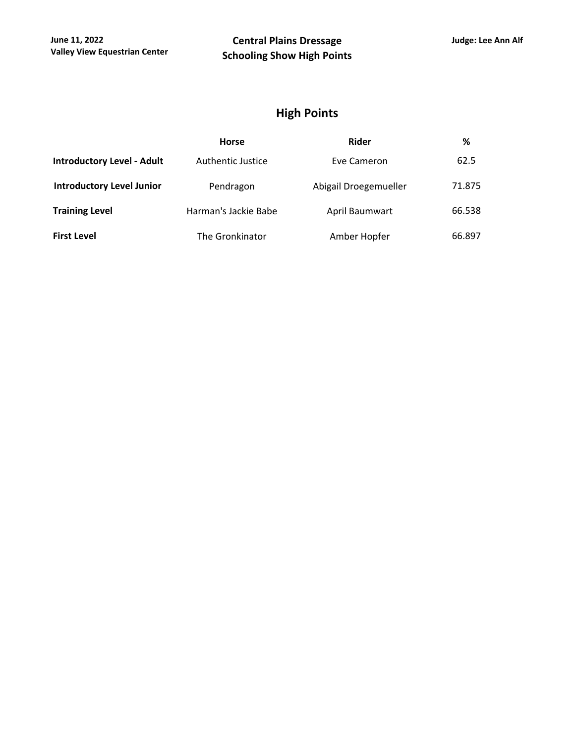June 11, 2022
Valley View Equestrian Center

**Central Plains Dressage**
**Schooling Show High Points**

Judge: Lee Ann Alf

## High Points

| | Horse | Rider | % |
|---|---|---|---|
| **Introductory Level - Adult** | Authentic Justice | Eve Cameron | 62.5 |
| **Introductory Level Junior** | Pendragon | Abigail Droegemueller | 71.875 |
| **Training Level** | Harman's Jackie Babe | April Baumwart | 66.538 |
| **First Level** | The Gronkinator | Amber Hopfer | 66.897 |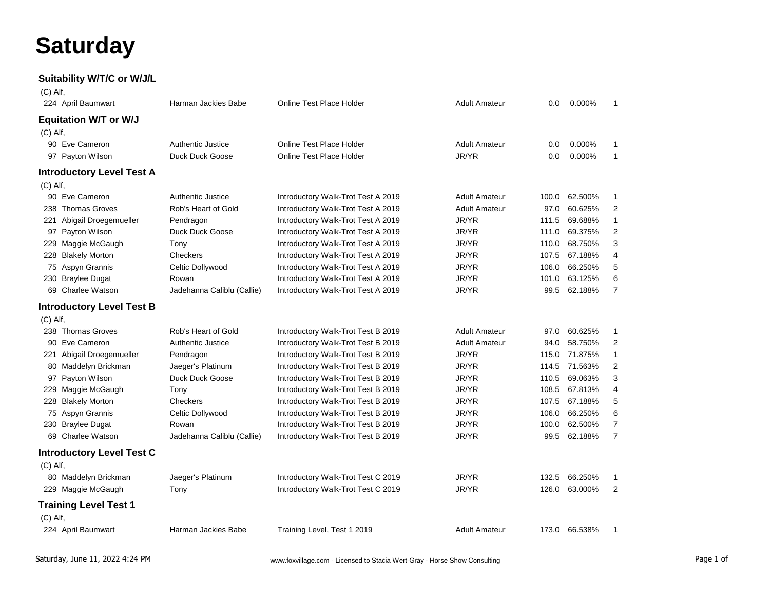# Saturday

### Suitability W/T/C or W/J/L

(C) Alf,

| | | | | | | | |
|---|---|---|---|---|---|---|---|
| 224 | April Baumwart | Harman Jackies Babe | Online Test Place Holder | Adult Amateur | 0.0 | 0.000% | 1 |

### Equitation W/T or W/J

(C) Alf,

| | | | | | | | |
|---|---|---|---|---|---|---|---|
| 90 | Eve Cameron | Authentic Justice | Online Test Place Holder | Adult Amateur | 0.0 | 0.000% | 1 |
| 97 | Payton Wilson | Duck Duck Goose | Online Test Place Holder | JR/YR | 0.0 | 0.000% | 1 |

### Introductory Level Test A

(C) Alf,

| | | | | | | | |
|---|---|---|---|---|---|---|---|
| 90 | Eve Cameron | Authentic Justice | Introductory Walk-Trot Test A 2019 | Adult Amateur | 100.0 | 62.500% | 1 |
| 238 | Thomas Groves | Rob's Heart of Gold | Introductory Walk-Trot Test A 2019 | Adult Amateur | 97.0 | 60.625% | 2 |
| 221 | Abigail Droegemueller | Pendragon | Introductory Walk-Trot Test A 2019 | JR/YR | 111.5 | 69.688% | 1 |
| 97 | Payton Wilson | Duck Duck Goose | Introductory Walk-Trot Test A 2019 | JR/YR | 111.0 | 69.375% | 2 |
| 229 | Maggie McGaugh | Tony | Introductory Walk-Trot Test A 2019 | JR/YR | 110.0 | 68.750% | 3 |
| 228 | Blakely Morton | Checkers | Introductory Walk-Trot Test A 2019 | JR/YR | 107.5 | 67.188% | 4 |
| 75 | Aspyn Grannis | Celtic Dollywood | Introductory Walk-Trot Test A 2019 | JR/YR | 106.0 | 66.250% | 5 |
| 230 | Braylee Dugat | Rowan | Introductory Walk-Trot Test A 2019 | JR/YR | 101.0 | 63.125% | 6 |
| 69 | Charlee Watson | Jadehanna Calibly (Callie) | Introductory Walk-Trot Test A 2019 | JR/YR | 99.5 | 62.188% | 7 |

### Introductory Level Test B

(C) Alf,

| | | | | | | | |
|---|---|---|---|---|---|---|---|
| 238 | Thomas Groves | Rob's Heart of Gold | Introductory Walk-Trot Test B 2019 | Adult Amateur | 97.0 | 60.625% | 1 |
| 90 | Eve Cameron | Authentic Justice | Introductory Walk-Trot Test B 2019 | Adult Amateur | 94.0 | 58.750% | 2 |
| 221 | Abigail Droegemueller | Pendragon | Introductory Walk-Trot Test B 2019 | JR/YR | 115.0 | 71.875% | 1 |
| 80 | Maddelyn Brickman | Jaeger's Platinum | Introductory Walk-Trot Test B 2019 | JR/YR | 114.5 | 71.563% | 2 |
| 97 | Payton Wilson | Duck Duck Goose | Introductory Walk-Trot Test B 2019 | JR/YR | 110.5 | 69.063% | 3 |
| 229 | Maggie McGaugh | Tony | Introductory Walk-Trot Test B 2019 | JR/YR | 108.5 | 67.813% | 4 |
| 228 | Blakely Morton | Checkers | Introductory Walk-Trot Test B 2019 | JR/YR | 107.5 | 67.188% | 5 |
| 75 | Aspyn Grannis | Celtic Dollywood | Introductory Walk-Trot Test B 2019 | JR/YR | 106.0 | 66.250% | 6 |
| 230 | Braylee Dugat | Rowan | Introductory Walk-Trot Test B 2019 | JR/YR | 100.0 | 62.500% | 7 |
| 69 | Charlee Watson | Jadehanna Calibly (Callie) | Introductory Walk-Trot Test B 2019 | JR/YR | 99.5 | 62.188% | 7 |

### Introductory Level Test C

(C) Alf,

| | | | | | | | |
|---|---|---|---|---|---|---|---|
| 80 | Maddelyn Brickman | Jaeger's Platinum | Introductory Walk-Trot Test C 2019 | JR/YR | 132.5 | 66.250% | 1 |
| 229 | Maggie McGaugh | Tony | Introductory Walk-Trot Test C 2019 | JR/YR | 126.0 | 63.000% | 2 |

### Training Level Test 1

(C) Alf,

| | | | | | | | |
|---|---|---|---|---|---|---|---|
| 224 | April Baumwart | Harman Jackies Babe | Training Level, Test 1 2019 | Adult Amateur | 173.0 | 66.538% | 1 |

Saturday, June 11, 2022 4:24 PM www.foxvillage.com - Licensed to Stacia Wert-Gray - Horse Show Consulting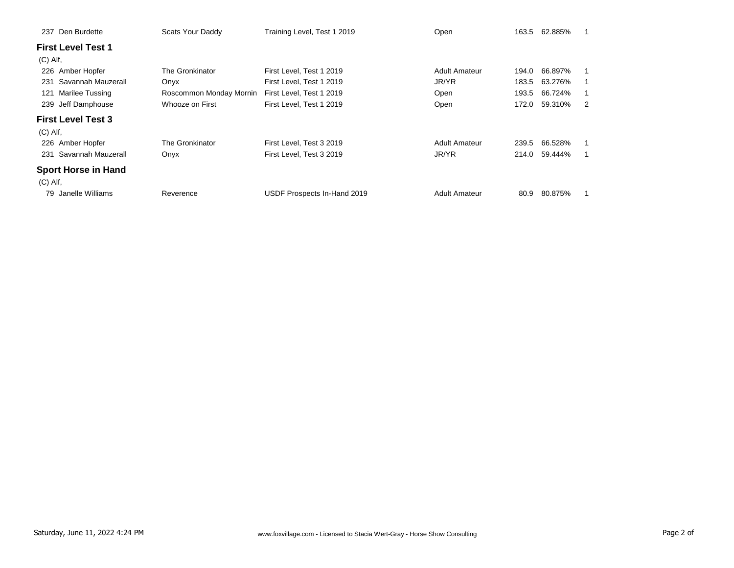| | | | | | | | |
|---|---|---|---|---|---|---|---|
| 237 | Den Burdette | Scats Your Daddy | Training Level, Test 1 2019 | Open | 163.5 | 62.885% | 1 |

### First Level Test 1

(C) Alf,

| | | | | | | | |
|---|---|---|---|---|---|---|---|
| 226 | Amber Hopfer | The Gronkinator | First Level, Test 1 2019 | Adult Amateur | 194.0 | 66.897% | 1 |
| 231 | Savannah Mauzerall | Onyx | First Level, Test 1 2019 | JR/YR | 183.5 | 63.276% | 1 |
| 121 | Marilee Tussing | Roscommon Monday Mornin | First Level, Test 1 2019 | Open | 193.5 | 66.724% | 1 |
| 239 | Jeff Damphouse | Whooze on First | First Level, Test 1 2019 | Open | 172.0 | 59.310% | 2 |

### First Level Test 3

(C) Alf,

| | | | | | | | |
|---|---|---|---|---|---|---|---|
| 226 | Amber Hopfer | The Gronkinator | First Level, Test 3 2019 | Adult Amateur | 239.5 | 66.528% | 1 |
| 231 | Savannah Mauzerall | Onyx | First Level, Test 3 2019 | JR/YR | 214.0 | 59.444% | 1 |

### Sport Horse in Hand

(C) Alf,

| | | | | | | | |
|---|---|---|---|---|---|---|---|
| 79 | Janelle Williams | Reverence | USDF Prospects In-Hand 2019 | Adult Amateur | 80.9 | 80.875% | 1 |